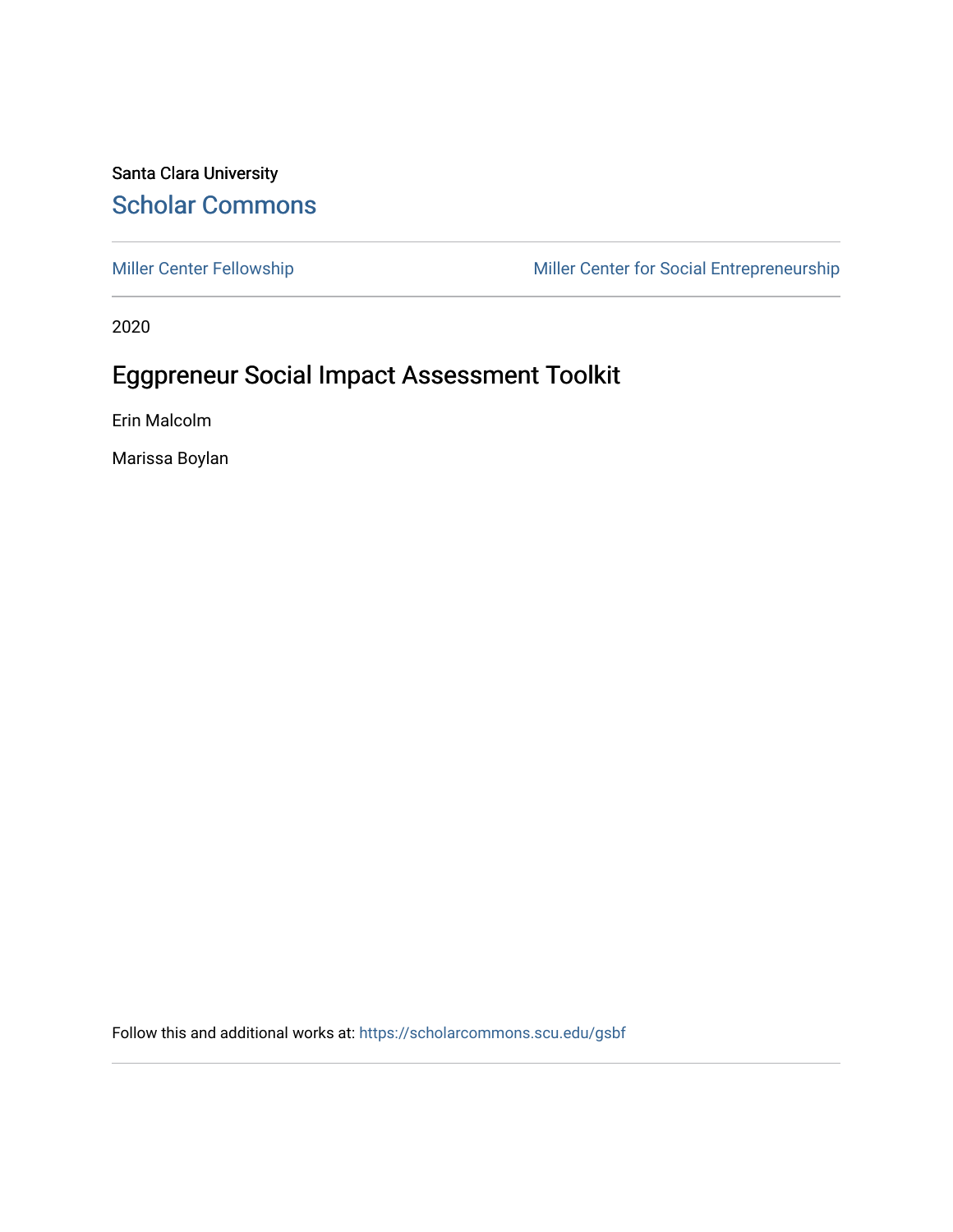Santa Clara University

Scholar Commons

Miller Center Fellowship | Miller Center for Social Entrepreneurship

2020

# Eggpreneur Social Impact Assessment Toolkit

Erin Malcolm

Marissa Boylan

Follow this and additional works at: https://scholarcommons.scu.edu/gsbf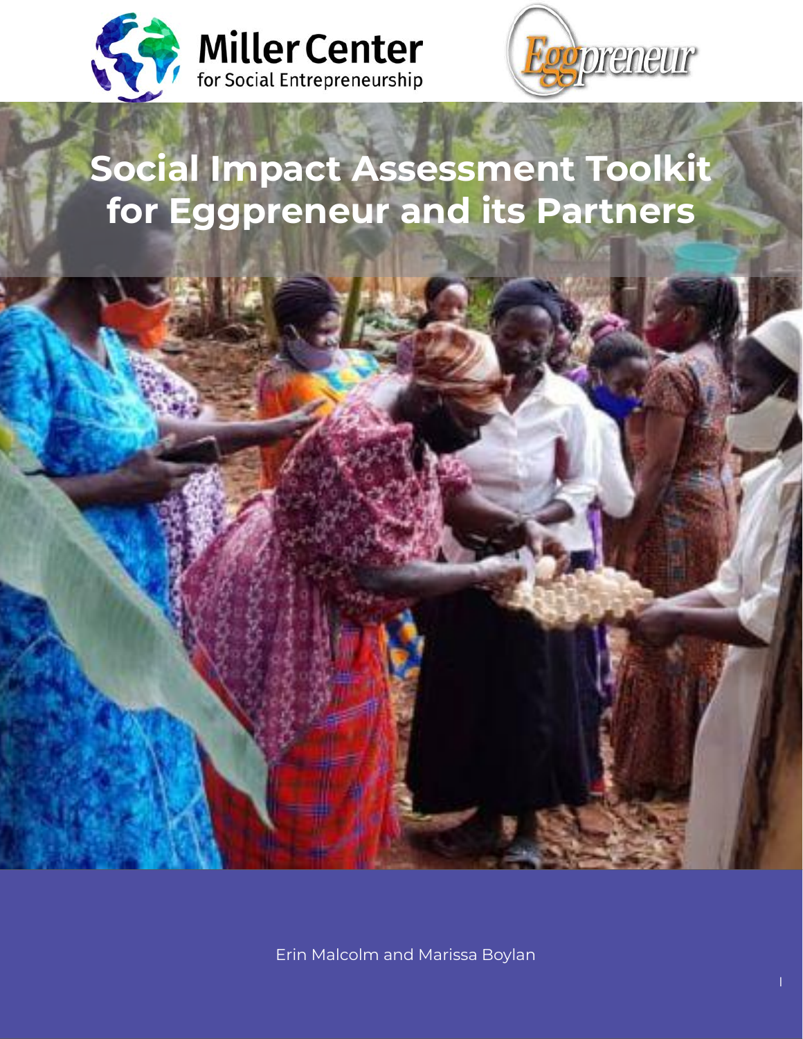Miller Center for Social Entrepreneurship

Eggpreneur

# Social Impact Assessment Toolkit for Eggpreneur and its Partners

Erin Malcolm and Marissa Boylan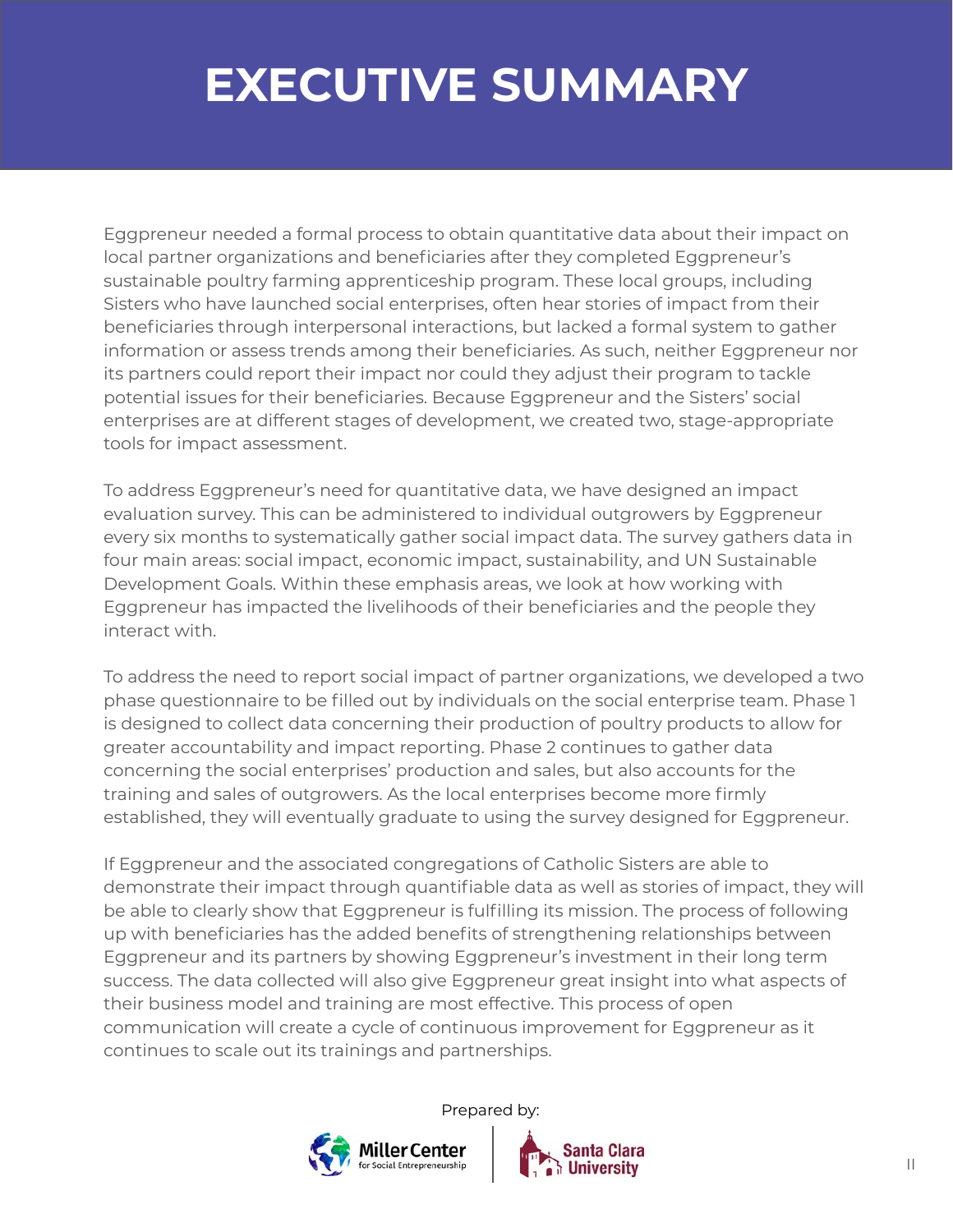# EXECUTIVE SUMMARY

Eggpreneur needed a formal process to obtain quantitative data about their impact on local partner organizations and beneficiaries after they completed Eggpreneur's sustainable poultry farming apprenticeship program. These local groups, including Sisters who have launched social enterprises, often hear stories of impact from their beneficiaries through interpersonal interactions, but lacked a formal system to gather information or assess trends among their beneficiaries. As such, neither Eggpreneur nor its partners could report their impact nor could they adjust their program to tackle potential issues for their beneficiaries. Because Eggpreneur and the Sisters' social enterprises are at different stages of development, we created two, stage-appropriate tools for impact assessment.

To address Eggpreneur's need for quantitative data, we have designed an impact evaluation survey. This can be administered to individual outgrowers by Eggpreneur every six months to systematically gather social impact data. The survey gathers data in four main areas: social impact, economic impact, sustainability, and UN Sustainable Development Goals. Within these emphasis areas, we look at how working with Eggpreneur has impacted the livelihoods of their beneficiaries and the people they interact with.

To address the need to report social impact of partner organizations, we developed a two phase questionnaire to be filled out by individuals on the social enterprise team. Phase 1 is designed to collect data concerning their production of poultry products to allow for greater accountability and impact reporting. Phase 2 continues to gather data concerning the social enterprises' production and sales, but also accounts for the training and sales of outgrowers. As the local enterprises become more firmly established, they will eventually graduate to using the survey designed for Eggpreneur.

If Eggpreneur and the associated congregations of Catholic Sisters are able to demonstrate their impact through quantifiable data as well as stories of impact, they will be able to clearly show that Eggpreneur is fulfilling its mission. The process of following up with beneficiaries has the added benefits of strengthening relationships between Eggpreneur and its partners by showing Eggpreneur's investment in their long term success. The data collected will also give Eggpreneur great insight into what aspects of their business model and training are most effective. This process of open communication will create a cycle of continuous improvement for Eggpreneur as it continues to scale out its trainings and partnerships.

Prepared by:

Miller Center for Social Entrepreneurship | Santa Clara University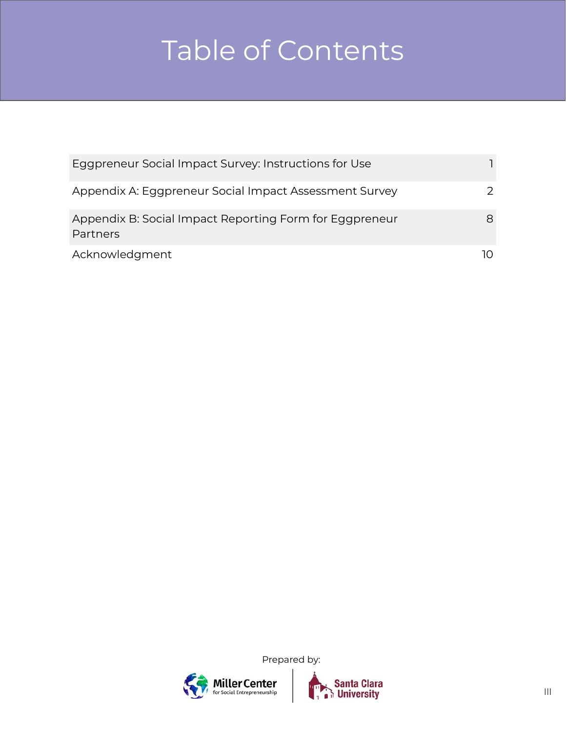# Table of Contents

| | |
|---|---|
| Eggpreneur Social Impact Survey: Instructions for Use | 1 |
| Appendix A: Eggpreneur Social Impact Assessment Survey | 2 |
| Appendix B: Social Impact Reporting Form for Eggpreneur Partners | 8 |
| Acknowledgment | 10 |

Prepared by:

Miller Center for Social Entrepreneurship | Santa Clara University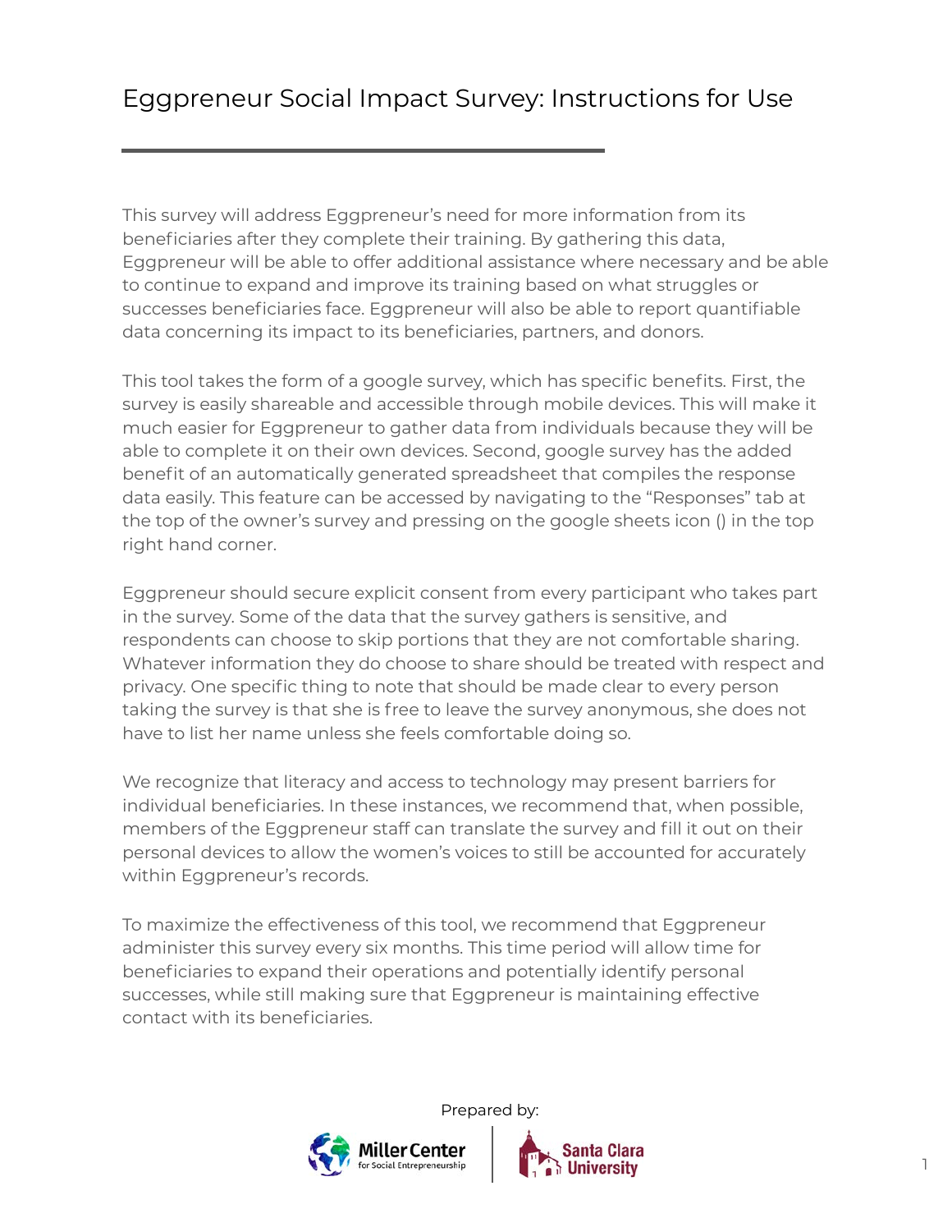# Eggpreneur Social Impact Survey: Instructions for Use

This survey will address Eggpreneur's need for more information from its beneficiaries after they complete their training. By gathering this data, Eggpreneur will be able to offer additional assistance where necessary and be able to continue to expand and improve its training based on what struggles or successes beneficiaries face. Eggpreneur will also be able to report quantifiable data concerning its impact to its beneficiaries, partners, and donors.

This tool takes the form of a google survey, which has specific benefits. First, the survey is easily shareable and accessible through mobile devices. This will make it much easier for Eggpreneur to gather data from individuals because they will be able to complete it on their own devices. Second, google survey has the added benefit of an automatically generated spreadsheet that compiles the response data easily. This feature can be accessed by navigating to the "Responses" tab at the top of the owner's survey and pressing on the google sheets icon () in the top right hand corner.

Eggpreneur should secure explicit consent from every participant who takes part in the survey. Some of the data that the survey gathers is sensitive, and respondents can choose to skip portions that they are not comfortable sharing. Whatever information they do choose to share should be treated with respect and privacy. One specific thing to note that should be made clear to every person taking the survey is that she is free to leave the survey anonymous, she does not have to list her name unless she feels comfortable doing so.

We recognize that literacy and access to technology may present barriers for individual beneficiaries. In these instances, we recommend that, when possible, members of the Eggpreneur staff can translate the survey and fill it out on their personal devices to allow the women's voices to still be accounted for accurately within Eggpreneur's records.

To maximize the effectiveness of this tool, we recommend that Eggpreneur administer this survey every six months. This time period will allow time for beneficiaries to expand their operations and potentially identify personal successes, while still making sure that Eggpreneur is maintaining effective contact with its beneficiaries.

Prepared by:

Miller Center for Social Entrepreneurship | Santa Clara University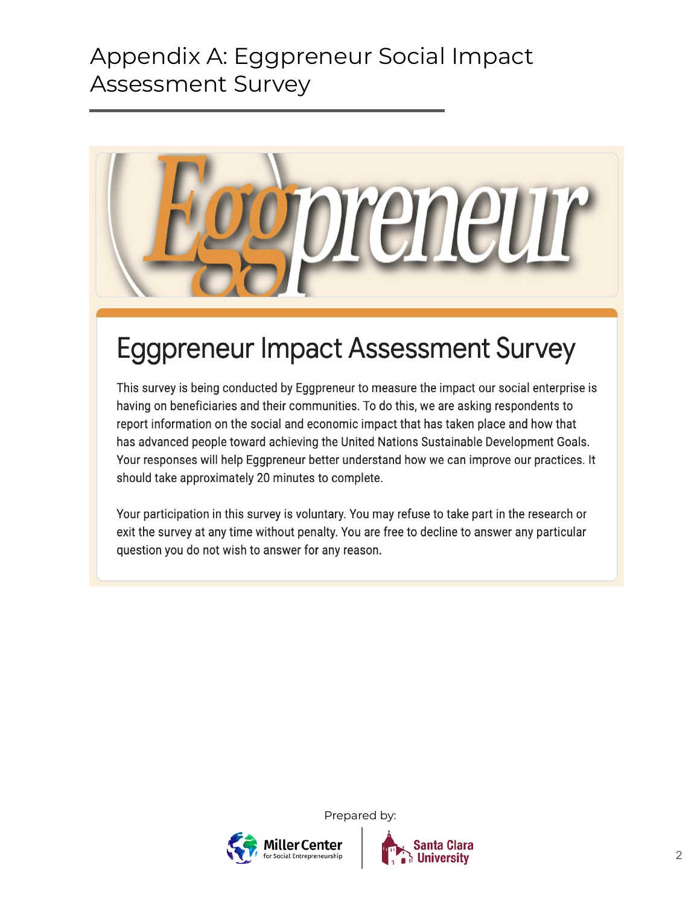# Appendix A: Eggpreneur Social Impact Assessment Survey

## Eggpreneur Impact Assessment Survey

This survey is being conducted by Eggpreneur to measure the impact our social enterprise is having on beneficiaries and their communities. To do this, we are asking respondents to report information on the social and economic impact that has taken place and how that has advanced people toward achieving the United Nations Sustainable Development Goals. Your responses will help Eggpreneur better understand how we can improve our practices. It should take approximately 20 minutes to complete.

Your participation in this survey is voluntary. You may refuse to take part in the research or exit the survey at any time without penalty. You are free to decline to answer any particular question you do not wish to answer for any reason.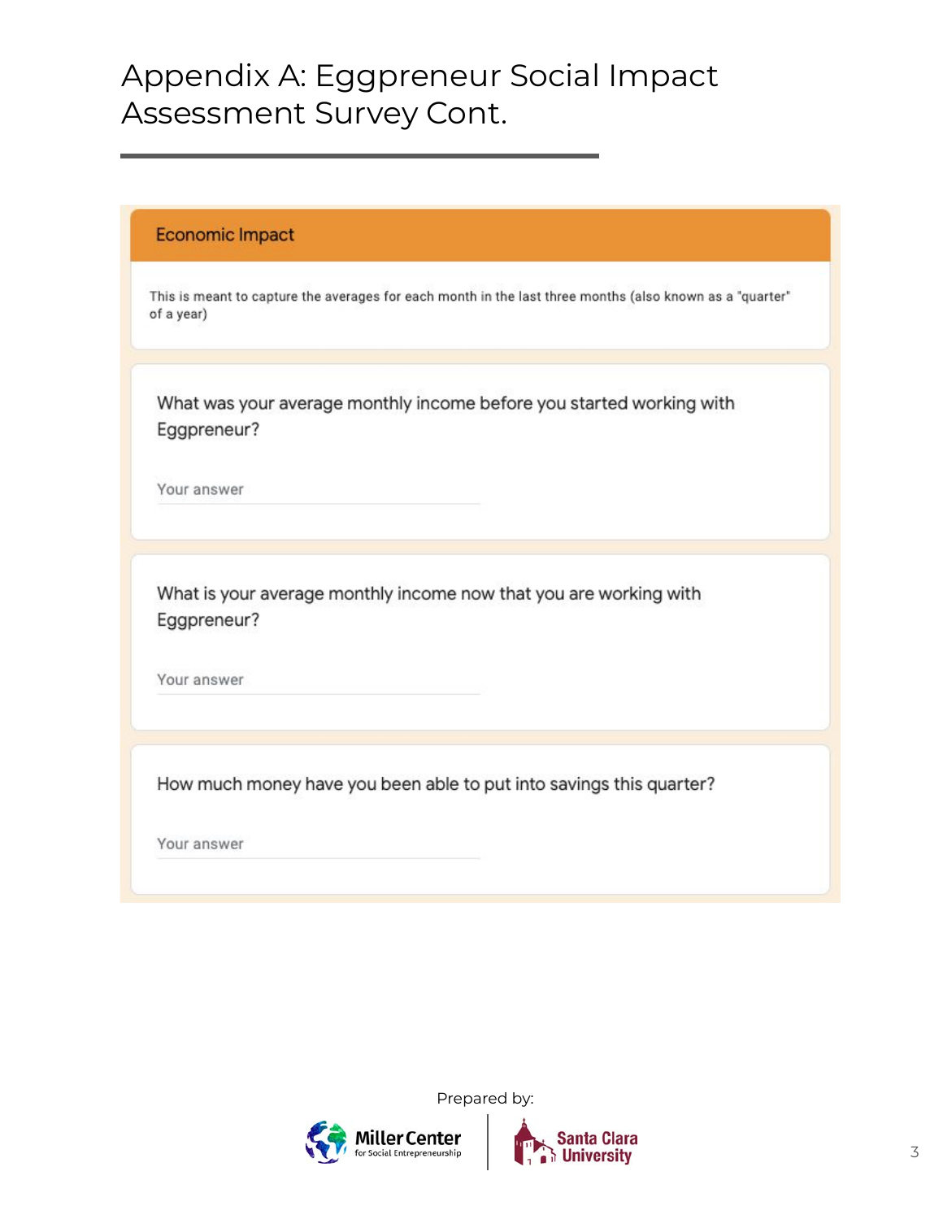# Appendix A: Eggpreneur Social Impact Assessment Survey Cont.

## Economic Impact

This is meant to capture the averages for each month in the last three months (also known as a "quarter" of a year)

What was your average monthly income before you started working with Eggpreneur?

Your answer

What is your average monthly income now that you are working with Eggpreneur?

Your answer

How much money have you been able to put into savings this quarter?

Your answer

Prepared by:

Miller Center for Social Entrepreneurship | Santa Clara University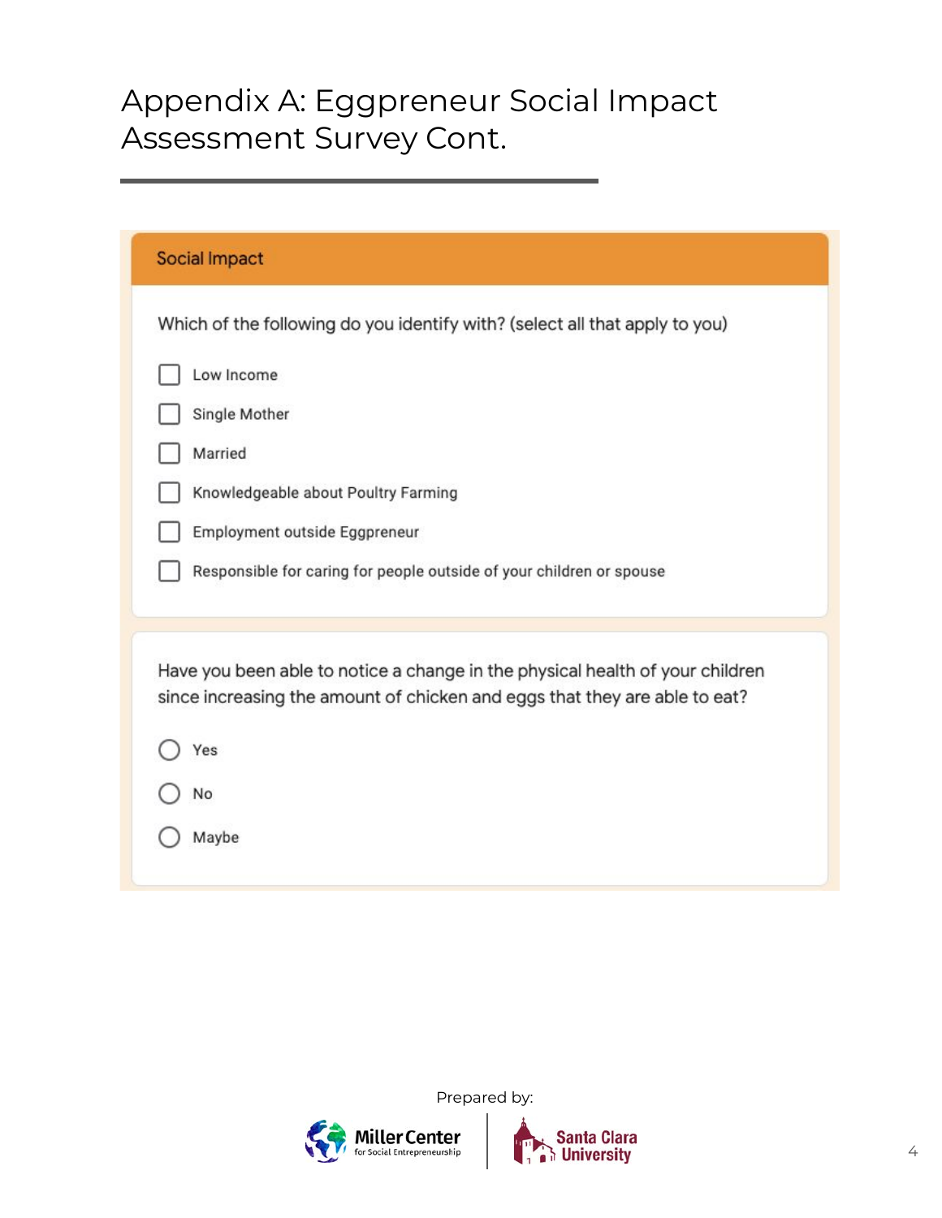# Appendix A: Eggpreneur Social Impact Assessment Survey Cont.

## Social Impact

Which of the following do you identify with? (select all that apply to you)

- [ ] Low Income
- [ ] Single Mother
- [ ] Married
- [ ] Knowledgeable about Poultry Farming
- [ ] Employment outside Eggpreneur
- [ ] Responsible for caring for people outside of your children or spouse

Have you been able to notice a change in the physical health of your children since increasing the amount of chicken and eggs that they are able to eat?

- ○ Yes
- ○ No
- ○ Maybe

Prepared by:

Miller Center for Social Entrepreneurship | Santa Clara University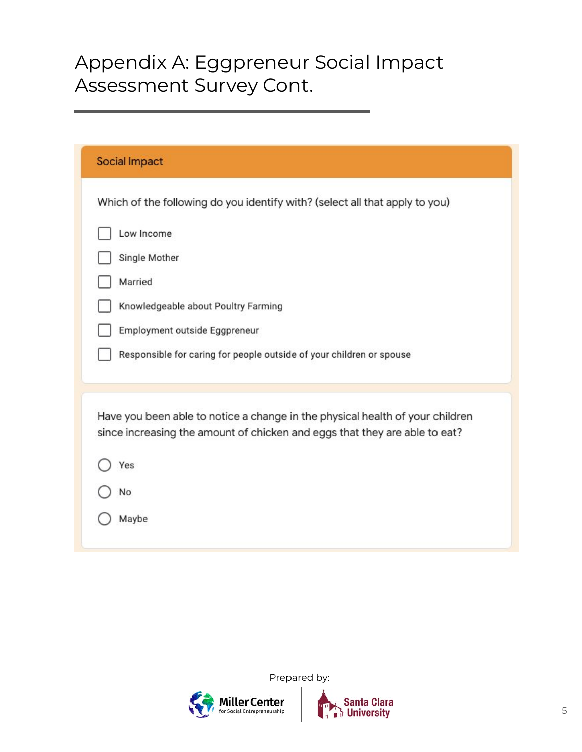# Appendix A: Eggpreneur Social Impact Assessment Survey Cont.

## Social Impact

Which of the following do you identify with? (select all that apply to you)

- ☐ Low Income
- ☐ Single Mother
- ☐ Married
- ☐ Knowledgeable about Poultry Farming
- ☐ Employment outside Eggpreneur
- ☐ Responsible for caring for people outside of your children or spouse

Have you been able to notice a change in the physical health of your children since increasing the amount of chicken and eggs that they are able to eat?

- ◯ Yes
- ◯ No
- ◯ Maybe

Prepared by:

Miller Center for Social Entrepreneurship | Santa Clara University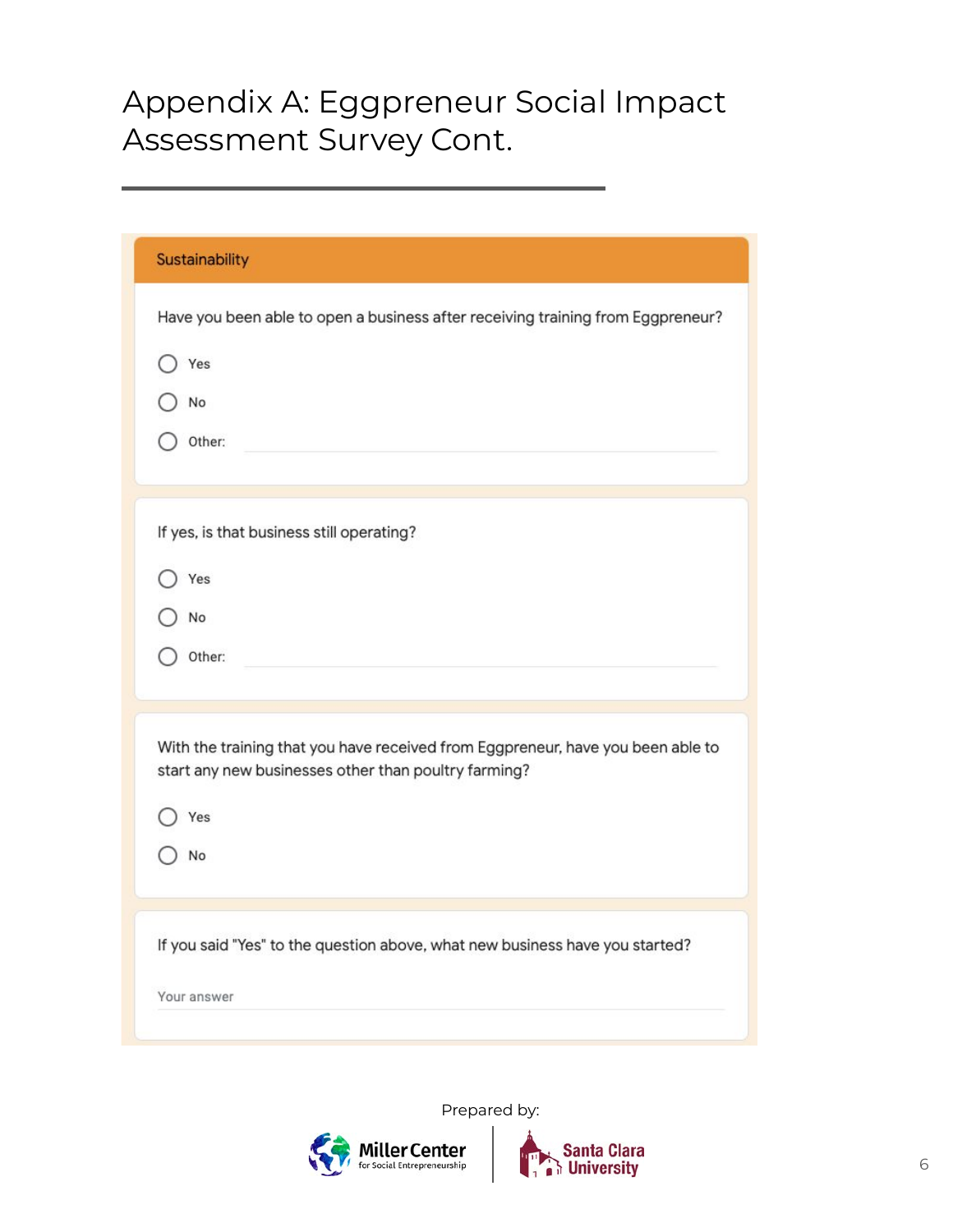# Appendix A: Eggpreneur Social Impact Assessment Survey Cont.

## Sustainability

Have you been able to open a business after receiving training from Eggpreneur?

- Yes
- No
- Other: \_\_\_\_\_\_\_\_

If yes, is that business still operating?

- Yes
- No
- Other: \_\_\_\_\_\_\_\_

With the training that you have received from Eggpreneur, have you been able to start any new businesses other than poultry farming?

- Yes
- No

If you said "Yes" to the question above, what new business have you started?

Your answer

Prepared by: Miller Center for Social Entrepreneurship | Santa Clara University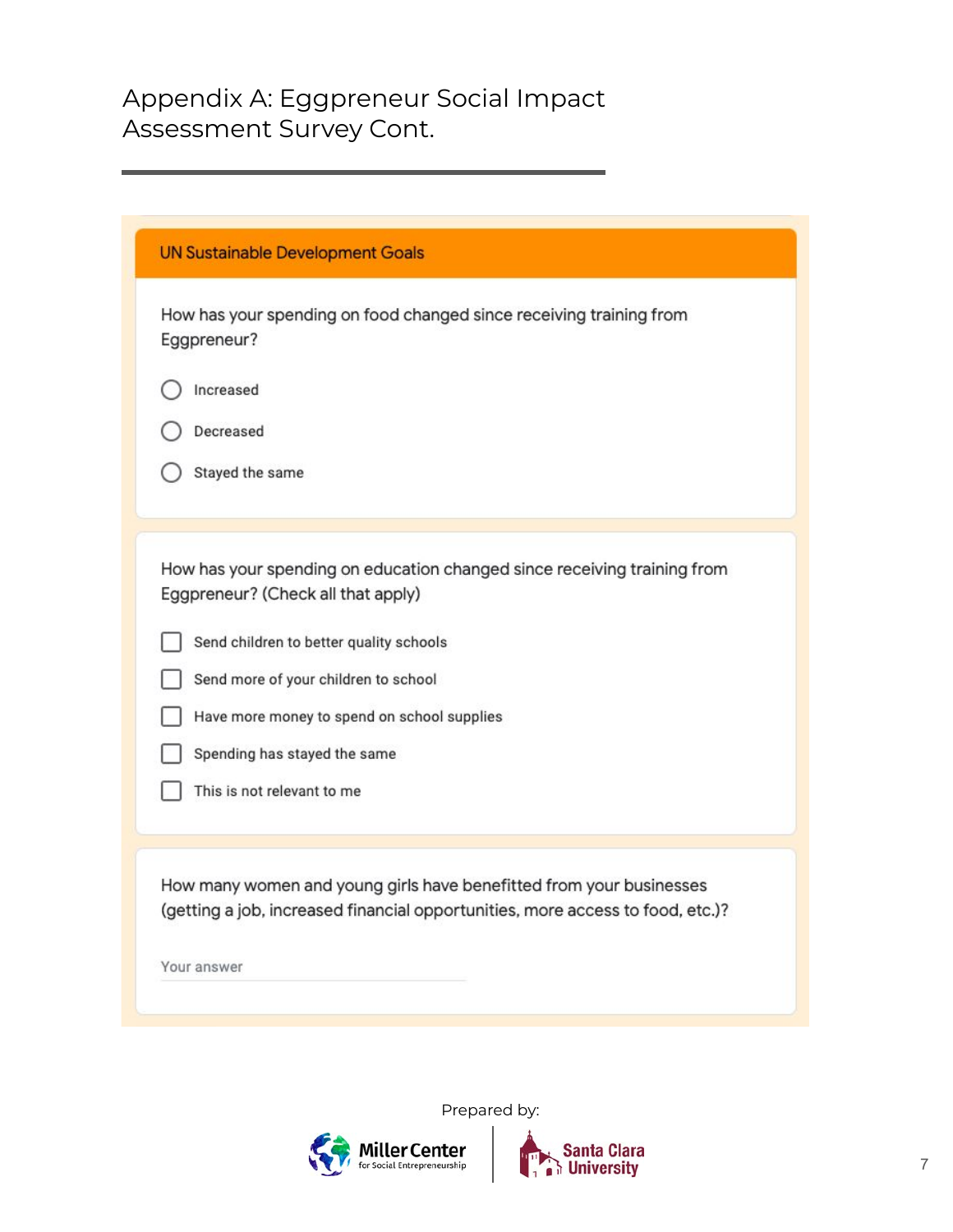# Appendix A: Eggpreneur Social Impact Assessment Survey Cont.

## UN Sustainable Development Goals

How has your spending on food changed since receiving training from Eggpreneur?

- ○ Increased
- ○ Decreased
- ○ Stayed the same

How has your spending on education changed since receiving training from Eggpreneur? (Check all that apply)

- ☐ Send children to better quality schools
- ☐ Send more of your children to school
- ☐ Have more money to spend on school supplies
- ☐ Spending has stayed the same
- ☐ This is not relevant to me

How many women and young girls have benefitted from your businesses (getting a job, increased financial opportunities, more access to food, etc.)?

Your answer

Prepared by: Miller Center for Social Entrepreneurship | Santa Clara University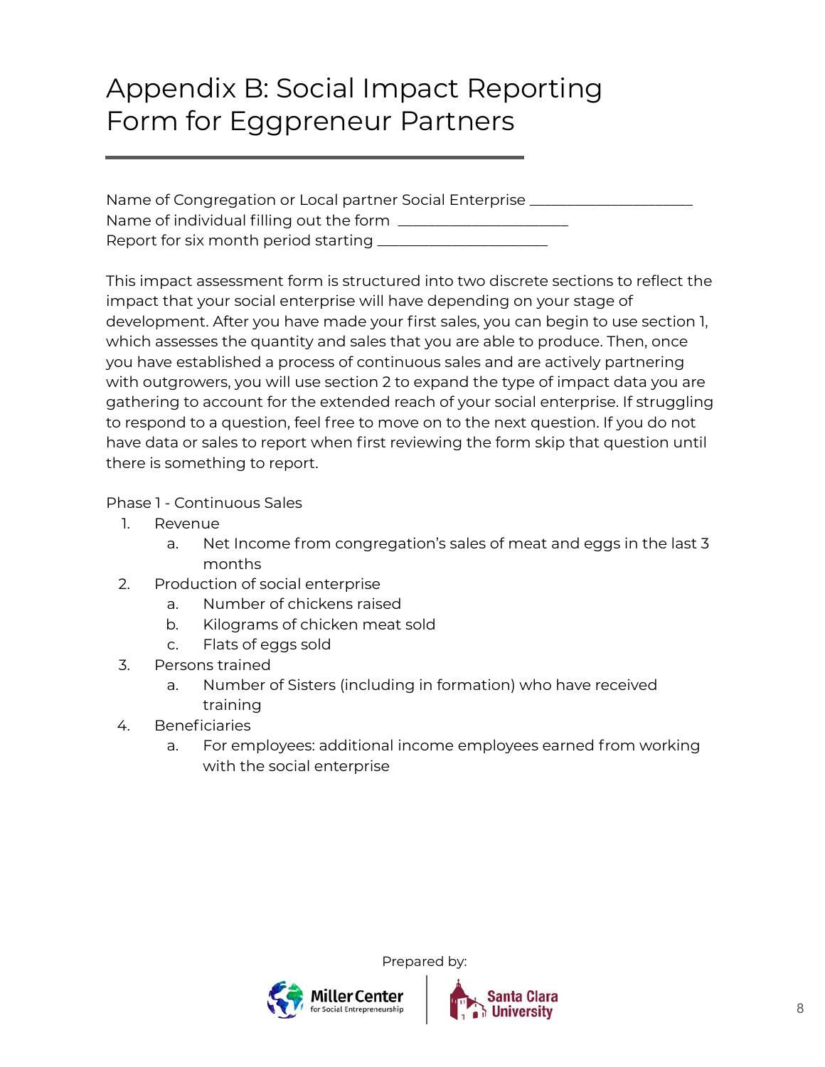# Appendix B: Social Impact Reporting Form for Eggpreneur Partners

Name of Congregation or Local partner Social Enterprise ______________________
Name of individual filling out the form ______________________
Report for six month period starting ______________________

This impact assessment form is structured into two discrete sections to reflect the impact that your social enterprise will have depending on your stage of development. After you have made your first sales, you can begin to use section 1, which assesses the quantity and sales that you are able to produce. Then, once you have established a process of continuous sales and are actively partnering with outgrowers, you will use section 2 to expand the type of impact data you are gathering to account for the extended reach of your social enterprise. If struggling to respond to a question, feel free to move on to the next question. If you do not have data or sales to report when first reviewing the form skip that question until there is something to report.

Phase 1 - Continuous Sales

1. Revenue
   a. Net Income from congregation's sales of meat and eggs in the last 3 months
2. Production of social enterprise
   a. Number of chickens raised
   b. Kilograms of chicken meat sold
   c. Flats of eggs sold
3. Persons trained
   a. Number of Sisters (including in formation) who have received training
4. Beneficiaries
   a. For employees: additional income employees earned from working with the social enterprise

Prepared by: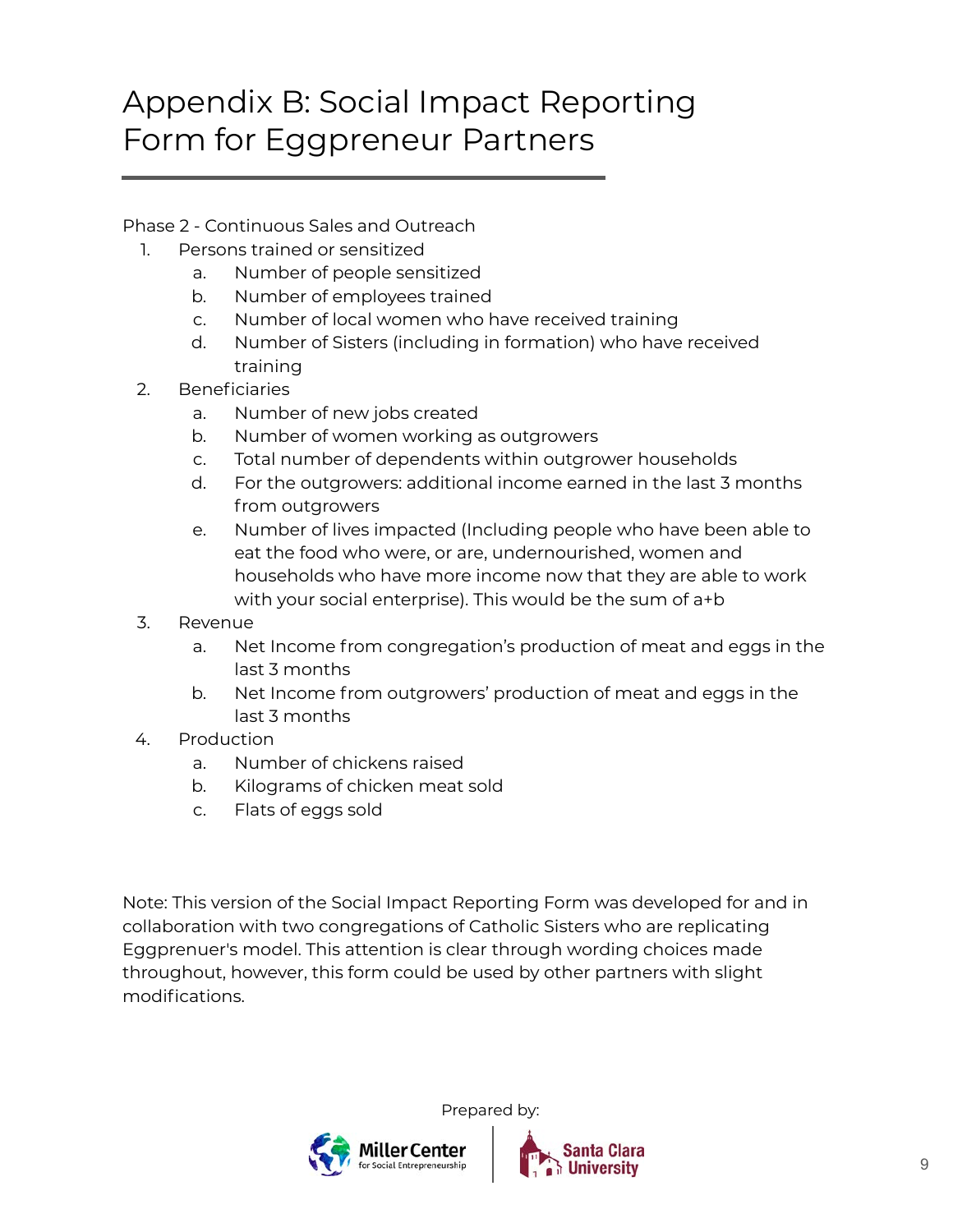# Appendix B: Social Impact Reporting Form for Eggpreneur Partners

Phase 2 - Continuous Sales and Outreach

1. Persons trained or sensitized
   a. Number of people sensitized
   b. Number of employees trained
   c. Number of local women who have received training
   d. Number of Sisters (including in formation) who have received training
2. Beneficiaries
   a. Number of new jobs created
   b. Number of women working as outgrowers
   c. Total number of dependents within outgrower households
   d. For the outgrowers: additional income earned in the last 3 months from outgrowers
   e. Number of lives impacted (Including people who have been able to eat the food who were, or are, undernourished, women and households who have more income now that they are able to work with your social enterprise). This would be the sum of a+b
3. Revenue
   a. Net Income from congregation's production of meat and eggs in the last 3 months
   b. Net Income from outgrowers' production of meat and eggs in the last 3 months
4. Production
   a. Number of chickens raised
   b. Kilograms of chicken meat sold
   c. Flats of eggs sold

Note: This version of the Social Impact Reporting Form was developed for and in collaboration with two congregations of Catholic Sisters who are replicating Eggprenuer's model. This attention is clear through wording choices made throughout, however, this form could be used by other partners with slight modifications.

Prepared by:

Miller Center for Social Entrepreneurship | Santa Clara University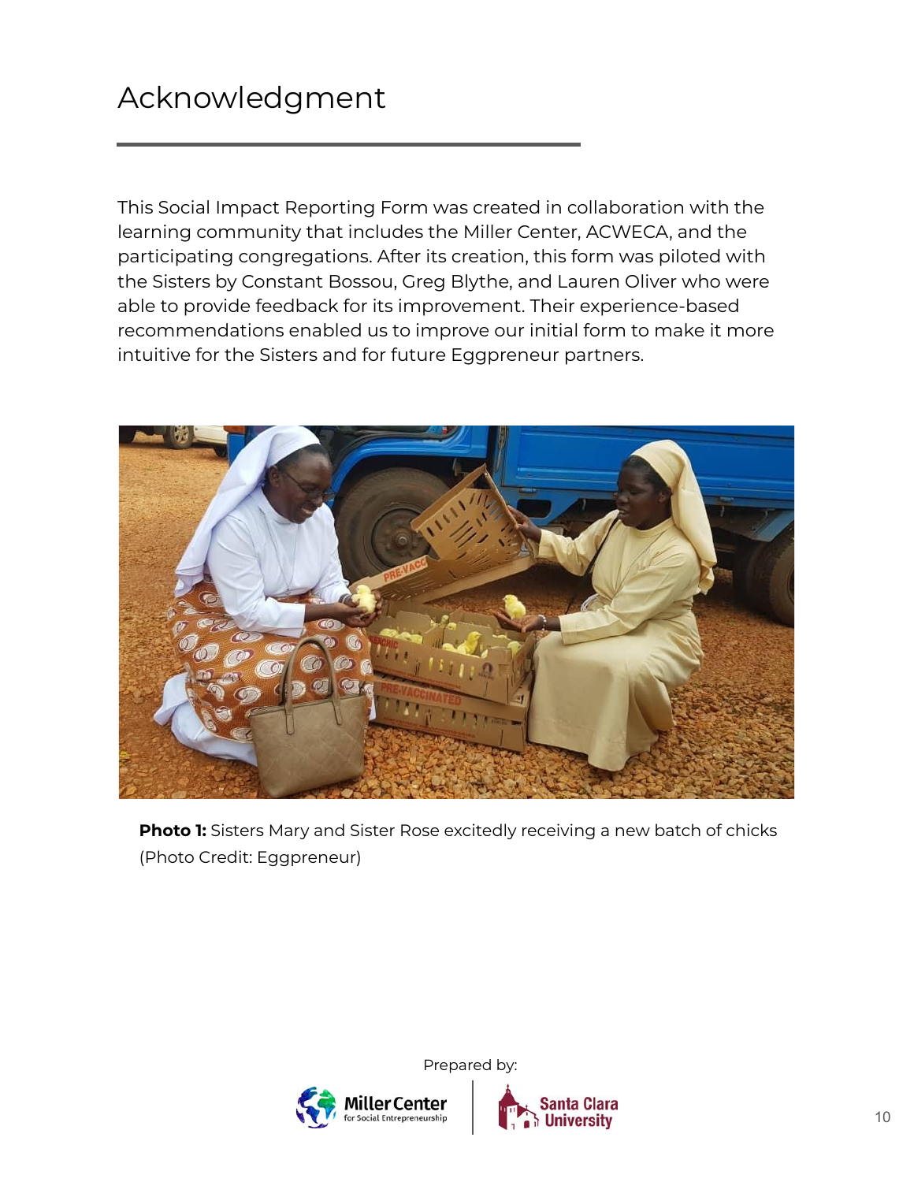# Acknowledgment

This Social Impact Reporting Form was created in collaboration with the learning community that includes the Miller Center, ACWECA, and the participating congregations. After its creation, this form was piloted with the Sisters by Constant Bossou, Greg Blythe, and Lauren Oliver who were able to provide feedback for its improvement. Their experience-based recommendations enabled us to improve our initial form to make it more intuitive for the Sisters and for future Eggpreneur partners.

**Photo 1:** Sisters Mary and Sister Rose excitedly receiving a new batch of chicks (Photo Credit: Eggpreneur)

Prepared by:

Miller Center for Social Entrepreneurship | Santa Clara University